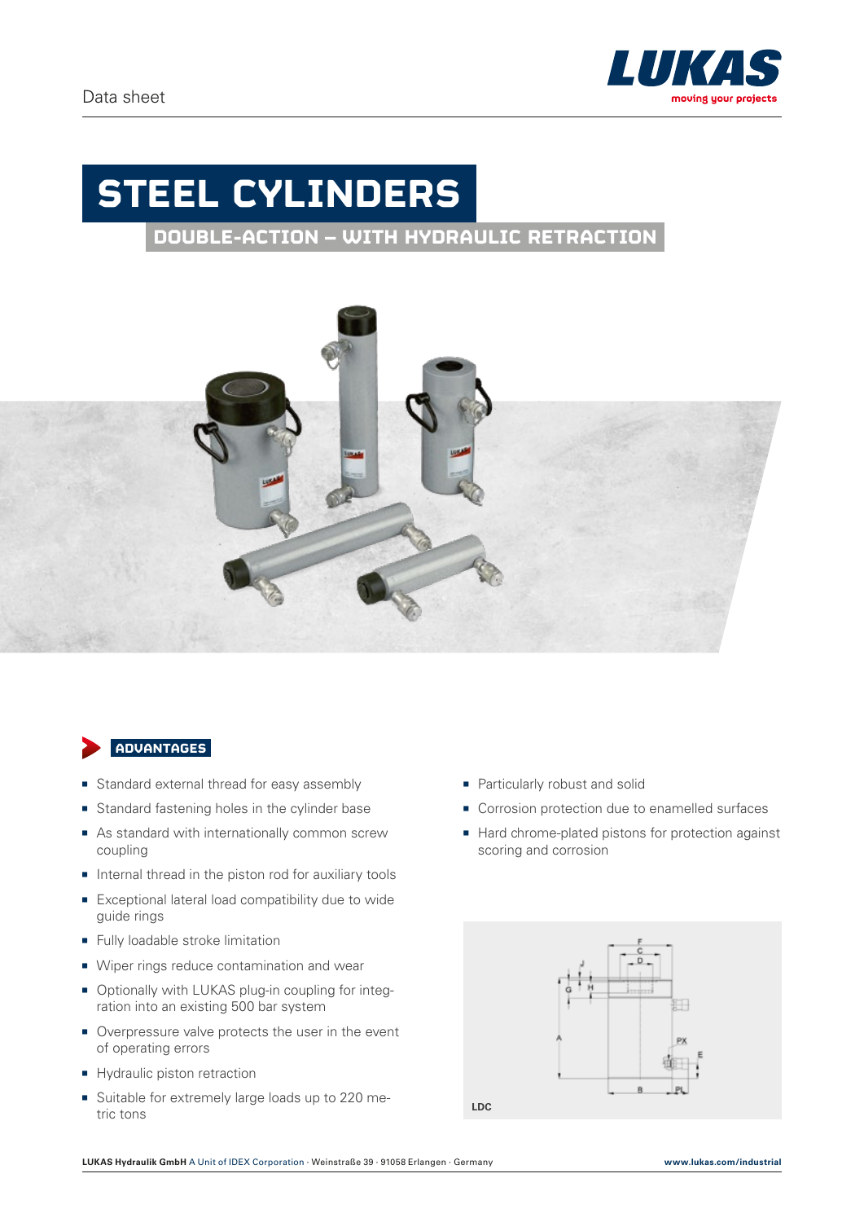Data sheet

# STEEL CYLINDERS

## DOUBLE-ACTION – WITH HYDRAULIC RETRACTION

### ADVANTAGES

- Standard external thread for easy assembly
- Standard fastening holes in the cylinder base
- As standard with internationally common screw coupling
- Internal thread in the piston rod for auxiliary tools
- Exceptional lateral load compatibility due to wide guide rings
- Fully loadable stroke limitation
- Wiper rings reduce contamination and wear
- Optionally with LUKAS plug-in coupling for integration into an existing 500 bar system
- Overpressure valve protects the user in the event of operating errors
- Hydraulic piston retraction
- Suitable for extremely large loads up to 220 metric tons
- Particularly robust and solid
- Corrosion protection due to enamelled surfaces
- Hard chrome-plated pistons for protection against scoring and corrosion

LDC

LUKAS Hydraulik GmbH A Unit of IDEX Corporation · Weinstraße 39 · 91058 Erlangen · Germany

www.lukas.com/industrial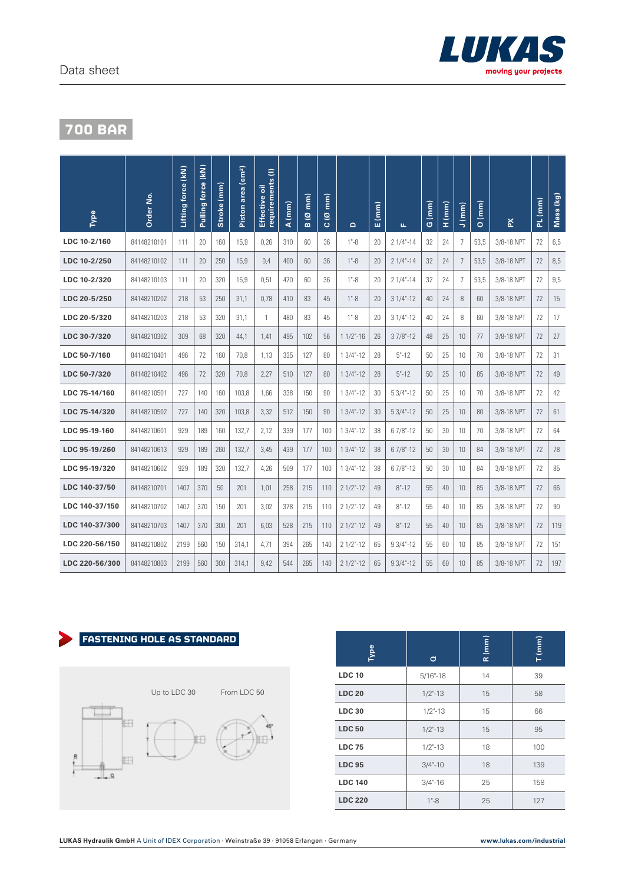## 700 BAR

| Type | Order No. | Lifting force (kN) | Pulling force (kN) | Stroke (mm) | Piston area (cm²) | Effective oil requirements (l) | A (mm) | B (Ø mm) | C (Ø mm) | D | E (mm) | F | G (mm) | H (mm) | J (mm) | O (mm) | PX | PL (mm) | Mass (kg) |
|---|---|---|---|---|---|---|---|---|---|---|---|---|---|---|---|---|---|---|---|
| **LDC 10-2/160** | 84148210101 | 111 | 20 | 160 | 15,9 | 0,26 | 310 | 60 | 36 | 1"-8 | 20 | 2 1/4"-14 | 32 | 24 | 7 | 53,5 | 3/8-18 NPT | 72 | 6,5 |
| **LDC 10-2/250** | 84148210102 | 111 | 20 | 250 | 15,9 | 0,4 | 400 | 60 | 36 | 1"-8 | 20 | 2 1/4"-14 | 32 | 24 | 7 | 53,5 | 3/8-18 NPT | 72 | 8,5 |
| **LDC 10-2/320** | 84148210103 | 111 | 20 | 320 | 15,9 | 0,51 | 470 | 60 | 36 | 1"-8 | 20 | 2 1/4"-14 | 32 | 24 | 7 | 53,5 | 3/8-18 NPT | 72 | 9,5 |
| **LDC 20-5/250** | 84148210202 | 218 | 53 | 250 | 31,1 | 0,78 | 410 | 83 | 45 | 1"-8 | 20 | 3 1/4"-12 | 40 | 24 | 8 | 60 | 3/8-18 NPT | 72 | 15 |
| **LDC 20-5/320** | 84148210203 | 218 | 53 | 320 | 31,1 | 1 | 480 | 83 | 45 | 1"-8 | 20 | 3 1/4"-12 | 40 | 24 | 8 | 60 | 3/8-18 NPT | 72 | 17 |
| **LDC 30-7/320** | 84148210302 | 309 | 68 | 320 | 44,1 | 1,41 | 495 | 102 | 56 | 1 1/2"-16 | 26 | 3 7/8"-12 | 48 | 25 | 10 | 77 | 3/8-18 NPT | 72 | 27 |
| **LDC 50-7/160** | 84148210401 | 496 | 72 | 160 | 70,8 | 1,13 | 335 | 127 | 80 | 1 3/4"-12 | 28 | 5"-12 | 50 | 25 | 10 | 70 | 3/8-18 NPT | 72 | 31 |
| **LDC 50-7/320** | 84148210402 | 496 | 72 | 320 | 70,8 | 2,27 | 510 | 127 | 80 | 1 3/4"-12 | 28 | 5"-12 | 50 | 25 | 10 | 85 | 3/8-18 NPT | 72 | 49 |
| **LDC 75-14/160** | 84148210501 | 727 | 140 | 160 | 103,8 | 1,66 | 338 | 150 | 90 | 1 3/4"-12 | 30 | 5 3/4"-12 | 50 | 25 | 10 | 70 | 3/8-18 NPT | 72 | 42 |
| **LDC 75-14/320** | 84148210502 | 727 | 140 | 320 | 103,8 | 3,32 | 512 | 150 | 90 | 1 3/4"-12 | 30 | 5 3/4"-12 | 50 | 25 | 10 | 80 | 3/8-18 NPT | 72 | 61 |
| **LDC 95-19-160** | 84148210601 | 929 | 189 | 160 | 132,7 | 2,12 | 339 | 177 | 100 | 1 3/4"-12 | 38 | 6 7/8"-12 | 50 | 30 | 10 | 70 | 3/8-18 NPT | 72 | 64 |
| **LDC 95-19/260** | 84148210613 | 929 | 189 | 260 | 132,7 | 3,45 | 439 | 177 | 100 | 1 3/4"-12 | 38 | 6 7/8"-12 | 50 | 30 | 10 | 84 | 3/8-18 NPT | 72 | 78 |
| **LDC 95-19/320** | 84148210602 | 929 | 189 | 320 | 132,7 | 4,26 | 509 | 177 | 100 | 1 3/4"-12 | 38 | 6 7/8"-12 | 50 | 30 | 10 | 84 | 3/8-18 NPT | 72 | 85 |
| **LDC 140-37/50** | 84148210701 | 1407 | 370 | 50 | 201 | 1,01 | 258 | 215 | 110 | 2 1/2"-12 | 49 | 8"-12 | 55 | 40 | 10 | 85 | 3/8-18 NPT | 72 | 66 |
| **LDC 140-37/150** | 84148210702 | 1407 | 370 | 150 | 201 | 3,02 | 378 | 215 | 110 | 2 1/2"-12 | 49 | 8"-12 | 55 | 40 | 10 | 85 | 3/8-18 NPT | 72 | 90 |
| **LDC 140-37/300** | 84148210703 | 1407 | 370 | 300 | 201 | 6,03 | 528 | 215 | 110 | 2 1/2"-12 | 49 | 8"-12 | 55 | 40 | 10 | 85 | 3/8-18 NPT | 72 | 119 |
| **LDC 220-56/150** | 84148210802 | 2199 | 560 | 150 | 314,1 | 4,71 | 394 | 265 | 140 | 2 1/2"-12 | 65 | 9 3/4"-12 | 55 | 60 | 10 | 85 | 3/8-18 NPT | 72 | 151 |
| **LDC 220-56/300** | 84148210803 | 2199 | 560 | 300 | 314,1 | 9,42 | 544 | 265 | 140 | 2 1/2"-12 | 65 | 9 3/4"-12 | 55 | 60 | 10 | 85 | 3/8-18 NPT | 72 | 197 |

### FASTENING HOLE AS STANDARD

Up to LDC 30

From LDC 50

| Type | Q | R (mm) | T (mm) |
|---|---|---|---|
| **LDC 10** | 5/16"-18 | 14 | 39 |
| **LDC 20** | 1/2"-13 | 15 | 58 |
| **LDC 30** | 1/2"-13 | 15 | 66 |
| **LDC 50** | 1/2"-13 | 15 | 95 |
| **LDC 75** | 1/2"-13 | 18 | 100 |
| **LDC 95** | 3/4"-10 | 18 | 139 |
| **LDC 140** | 3/4"-16 | 25 | 158 |
| **LDC 220** | 1"-8 | 25 | 127 |

**LUKAS Hydraulik GmbH** A Unit of IDEX Corporation · Weinstraße 39 · 91058 Erlangen · Germany

**www.lukas.com/industrial**